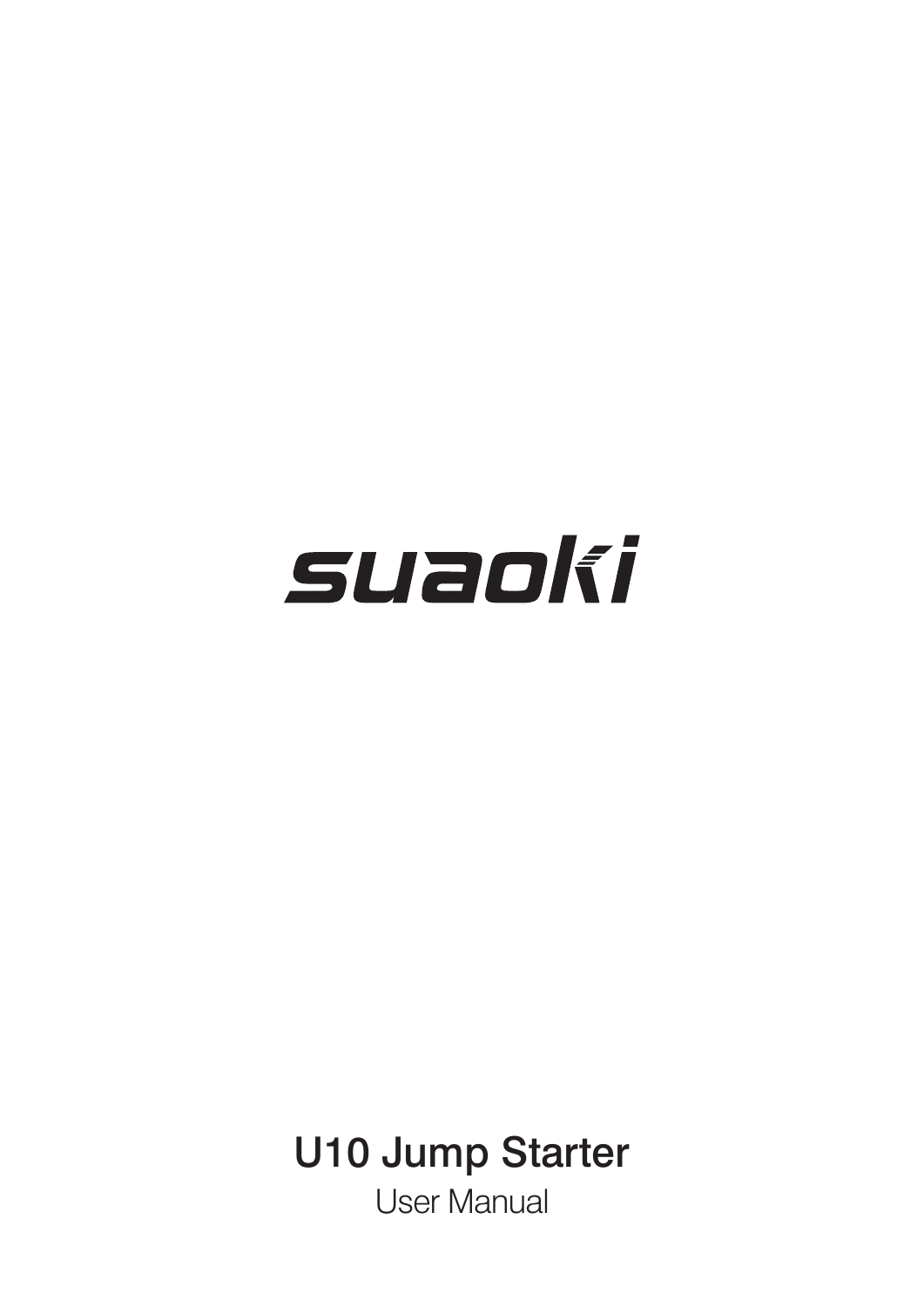suaoki

# U10 Jump Starter

User Manual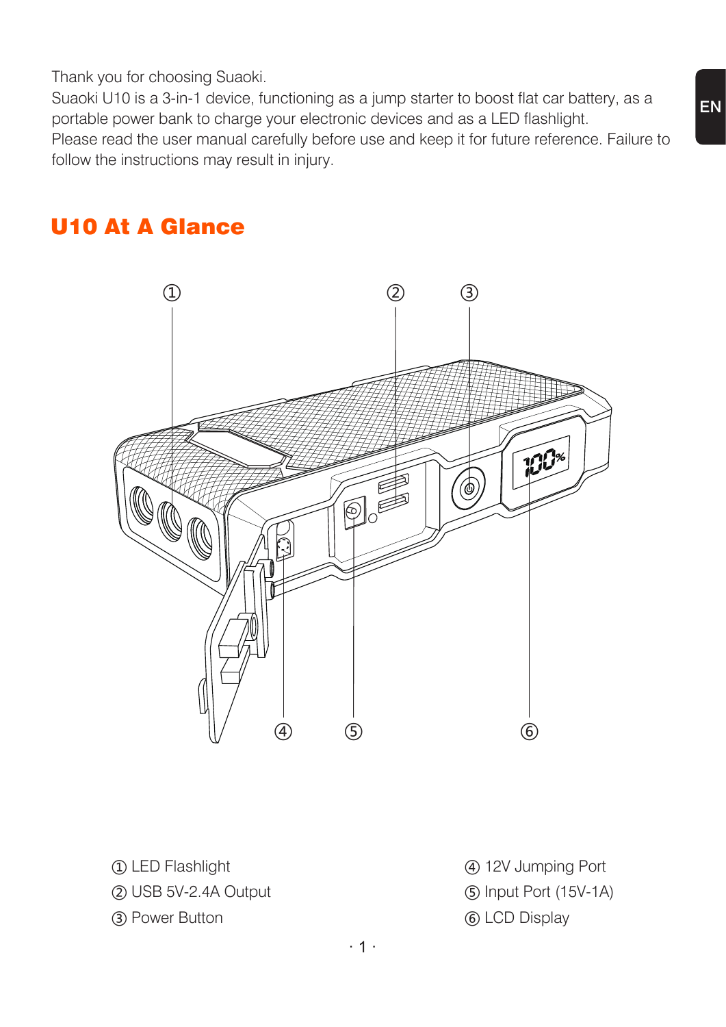Thank you for choosing Suaoki.
Suaoki U10 is a 3-in-1 device, functioning as a jump starter to boost flat car battery, as a portable power bank to charge your electronic devices and as a LED flashlight.
Please read the user manual carefully before use and keep it for future reference. Failure to follow the instructions may result in injury.

## U10 At A Glance

① LED Flashlight
② USB 5V-2.4A Output
③ Power Button
④ 12V Jumping Port
⑤ Input Port (15V-1A)
⑥ LCD Display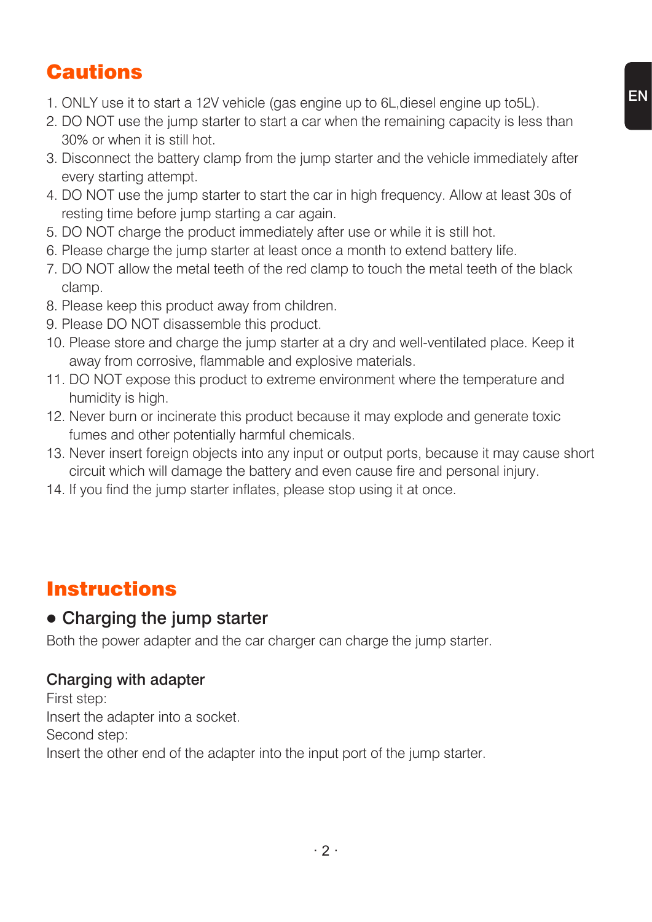## Cautions

1. ONLY use it to start a 12V vehicle (gas engine up to 6L,diesel engine up to5L).
2. DO NOT use the jump starter to start a car when the remaining capacity is less than 30% or when it is still hot.
3. Disconnect the battery clamp from the jump starter and the vehicle immediately after every starting attempt.
4. DO NOT use the jump starter to start the car in high frequency. Allow at least 30s of resting time before jump starting a car again.
5. DO NOT charge the product immediately after use or while it is still hot.
6. Please charge the jump starter at least once a month to extend battery life.
7. DO NOT allow the metal teeth of the red clamp to touch the metal teeth of the black clamp.
8. Please keep this product away from children.
9. Please DO NOT disassemble this product.
10. Please store and charge the jump starter at a dry and well-ventilated place. Keep it away from corrosive, flammable and explosive materials.
11. DO NOT expose this product to extreme environment where the temperature and humidity is high.
12. Never burn or incinerate this product because it may explode and generate toxic fumes and other potentially harmful chemicals.
13. Never insert foreign objects into any input or output ports, because it may cause short circuit which will damage the battery and even cause fire and personal injury.
14. If you find the jump starter inflates, please stop using it at once.

## Instructions

### ● Charging the jump starter

Both the power adapter and the car charger can charge the jump starter.

#### Charging with adapter

First step:
Insert the adapter into a socket.
Second step:
Insert the other end of the adapter into the input port of the jump starter.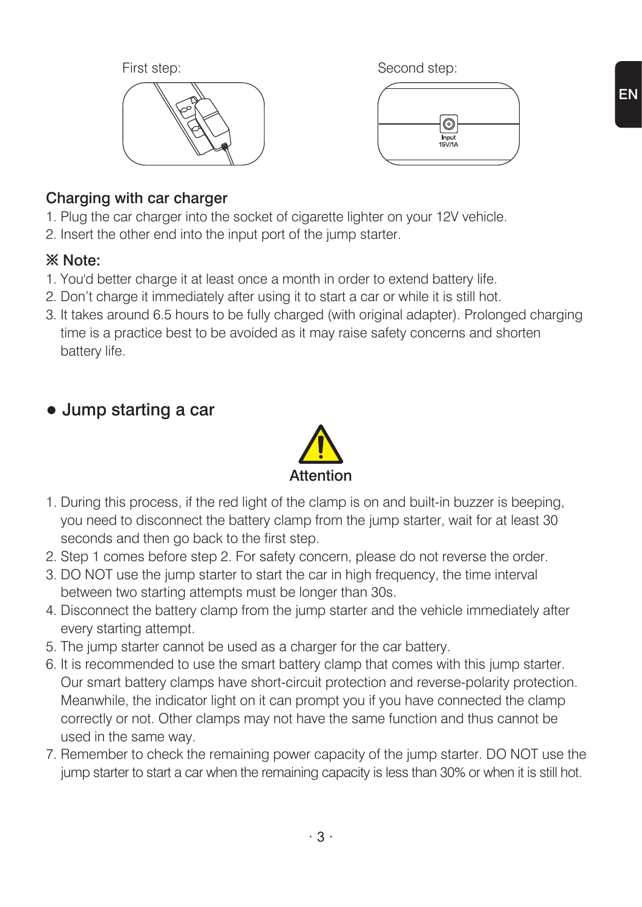First step:

Second step:

Input 15V/1A

### Charging with car charger

1. Plug the car charger into the socket of cigarette lighter on your 12V vehicle.
2. Insert the other end into the input port of the jump starter.

### ※ Note:

1. You'd better charge it at least once a month in order to extend battery life.
2. Don't charge it immediately after using it to start a car or while it is still hot.
3. It takes around 6.5 hours to be fully charged (with original adapter). Prolonged charging time is a practice best to be avoided as it may raise safety concerns and shorten battery life.

## ● Jump starting a car

**Attention**

1. During this process, if the red light of the clamp is on and built-in buzzer is beeping, you need to disconnect the battery clamp from the jump starter, wait for at least 30 seconds and then go back to the first step.
2. Step 1 comes before step 2. For safety concern, please do not reverse the order.
3. DO NOT use the jump starter to start the car in high frequency, the time interval between two starting attempts must be longer than 30s.
4. Disconnect the battery clamp from the jump starter and the vehicle immediately after every starting attempt.
5. The jump starter cannot be used as a charger for the car battery.
6. It is recommended to use the smart battery clamp that comes with this jump starter. Our smart battery clamps have short-circuit protection and reverse-polarity protection. Meanwhile, the indicator light on it can prompt you if you have connected the clamp correctly or not. Other clamps may not have the same function and thus cannot be used in the same way.
7. Remember to check the remaining power capacity of the jump starter. DO NOT use the jump starter to start a car when the remaining capacity is less than 30% or when it is still hot.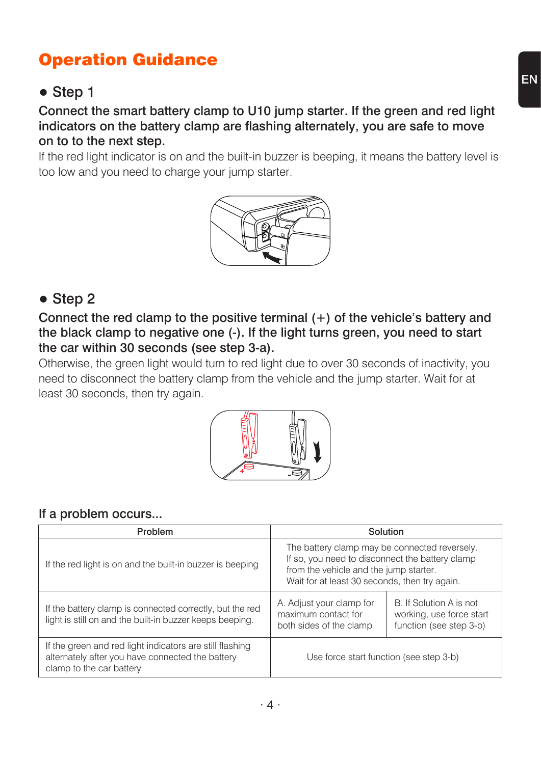# Operation Guidance

## ● Step 1

**Connect the smart battery clamp to U10 jump starter. If the green and red light indicators on the battery clamp are flashing alternately, you are safe to move on to to the next step.**

If the red light indicator is on and the built-in buzzer is beeping, it means the battery level is too low and you need to charge your jump starter.

## ● Step 2

**Connect the red clamp to the positive terminal (+) of the vehicle's battery and the black clamp to negative one (-). If the light turns green, you need to start the car within 30 seconds (see step 3-a).**

Otherwise, the green light would turn to red light due to over 30 seconds of inactivity, you need to disconnect the battery clamp from the vehicle and the jump starter. Wait for at least 30 seconds, then try again.

### If a problem occurs...

| Problem | Solution | |
|---|---|---|
| If the red light is on and the built-in buzzer is beeping | The battery clamp may be connected reversely. If so, you need to disconnect the battery clamp from the vehicle and the jump starter. Wait for at least 30 seconds, then try again. | |
| If the battery clamp is connected correctly, but the red light is still on and the built-in buzzer keeps beeping. | A. Adjust your clamp for maximum contact for both sides of the clamp | B. If Solution A is not working, use force start function (see step 3-b) |
| If the green and red light indicators are still flashing alternately after you have connected the battery clamp to the car battery | Use force start function (see step 3-b) | |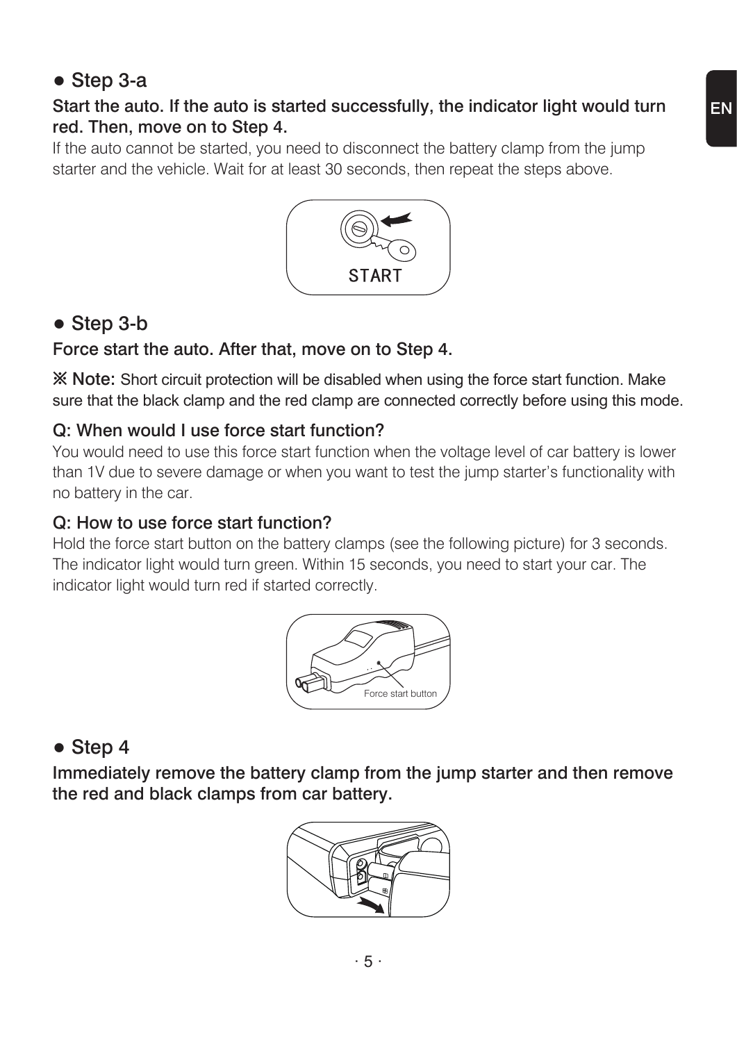## ● Step 3-a

**Start the auto. If the auto is started successfully, the indicator light would turn red. Then, move on to Step 4.**

If the auto cannot be started, you need to disconnect the battery clamp from the jump starter and the vehicle. Wait for at least 30 seconds, then repeat the steps above.

START

## ● Step 3-b

**Force start the auto. After that, move on to Step 4.**

※ Note: Short circuit protection will be disabled when using the force start function. Make sure that the black clamp and the red clamp are connected correctly before using this mode.

### Q: When would I use force start function?

You would need to use this force start function when the voltage level of car battery is lower than 1V due to severe damage or when you want to test the jump starter's functionality with no battery in the car.

### Q: How to use force start function?

Hold the force start button on the battery clamps (see the following picture) for 3 seconds. The indicator light would turn green. Within 15 seconds, you need to start your car. The indicator light would turn red if started correctly.

Force start button

## ● Step 4

**Immediately remove the battery clamp from the jump starter and then remove the red and black clamps from car battery.**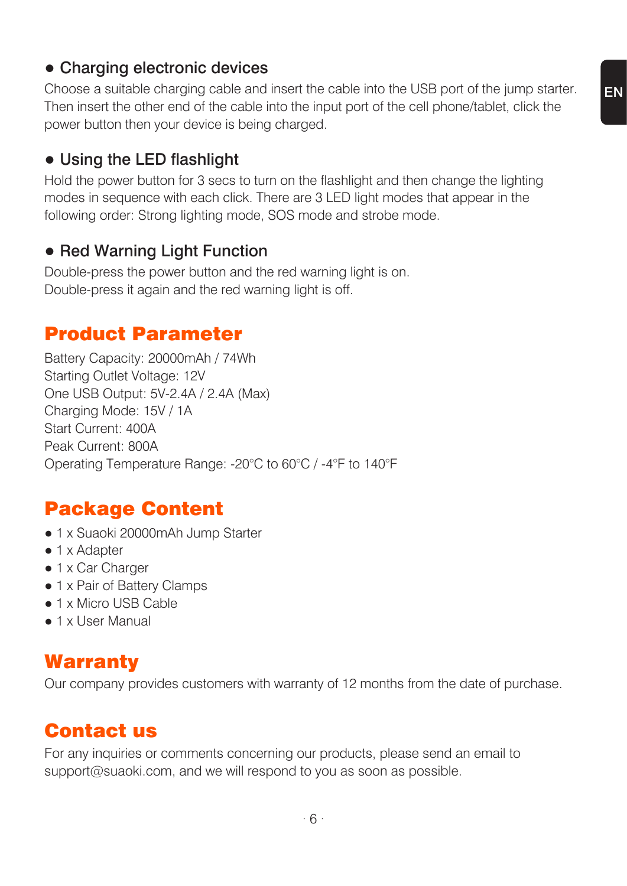### ● Charging electronic devices

Choose a suitable charging cable and insert the cable into the USB port of the jump starter. Then insert the other end of the cable into the input port of the cell phone/tablet, click the power button then your device is being charged.

### ● Using the LED flashlight

Hold the power button for 3 secs to turn on the flashlight and then change the lighting modes in sequence with each click. There are 3 LED light modes that appear in the following order: Strong lighting mode, SOS mode and strobe mode.

### ● Red Warning Light Function

Double-press the power button and the red warning light is on.
Double-press it again and the red warning light is off.

## Product Parameter

Battery Capacity: 20000mAh / 74Wh
Starting Outlet Voltage: 12V
One USB Output: 5V-2.4A / 2.4A (Max)
Charging Mode: 15V / 1A
Start Current: 400A
Peak Current: 800A
Operating Temperature Range: -20°C to 60°C / -4°F to 140°F

## Package Content

- 1 x Suaoki 20000mAh Jump Starter
- 1 x Adapter
- 1 x Car Charger
- 1 x Pair of Battery Clamps
- 1 x Micro USB Cable
- 1 x User Manual

## Warranty

Our company provides customers with warranty of 12 months from the date of purchase.

## Contact us

For any inquiries or comments concerning our products, please send an email to support@suaoki.com, and we will respond to you as soon as possible.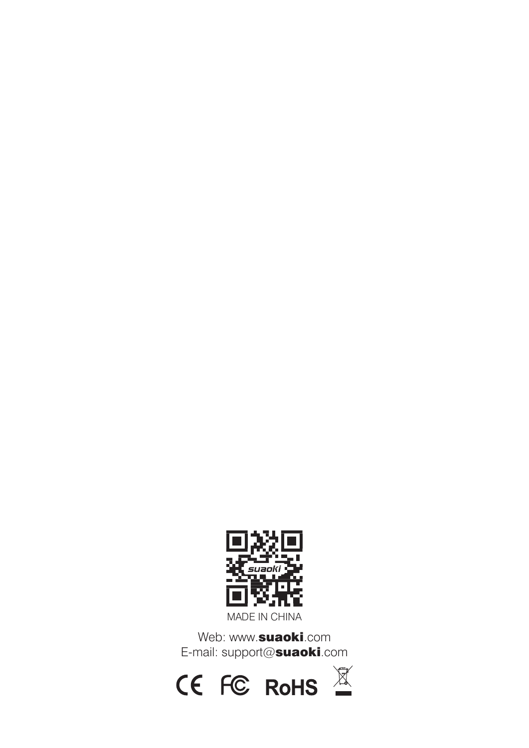MADE IN CHINA

Web: www.**suaoki**.com
E-mail: support@**suaoki**.com

CE FC RoHS